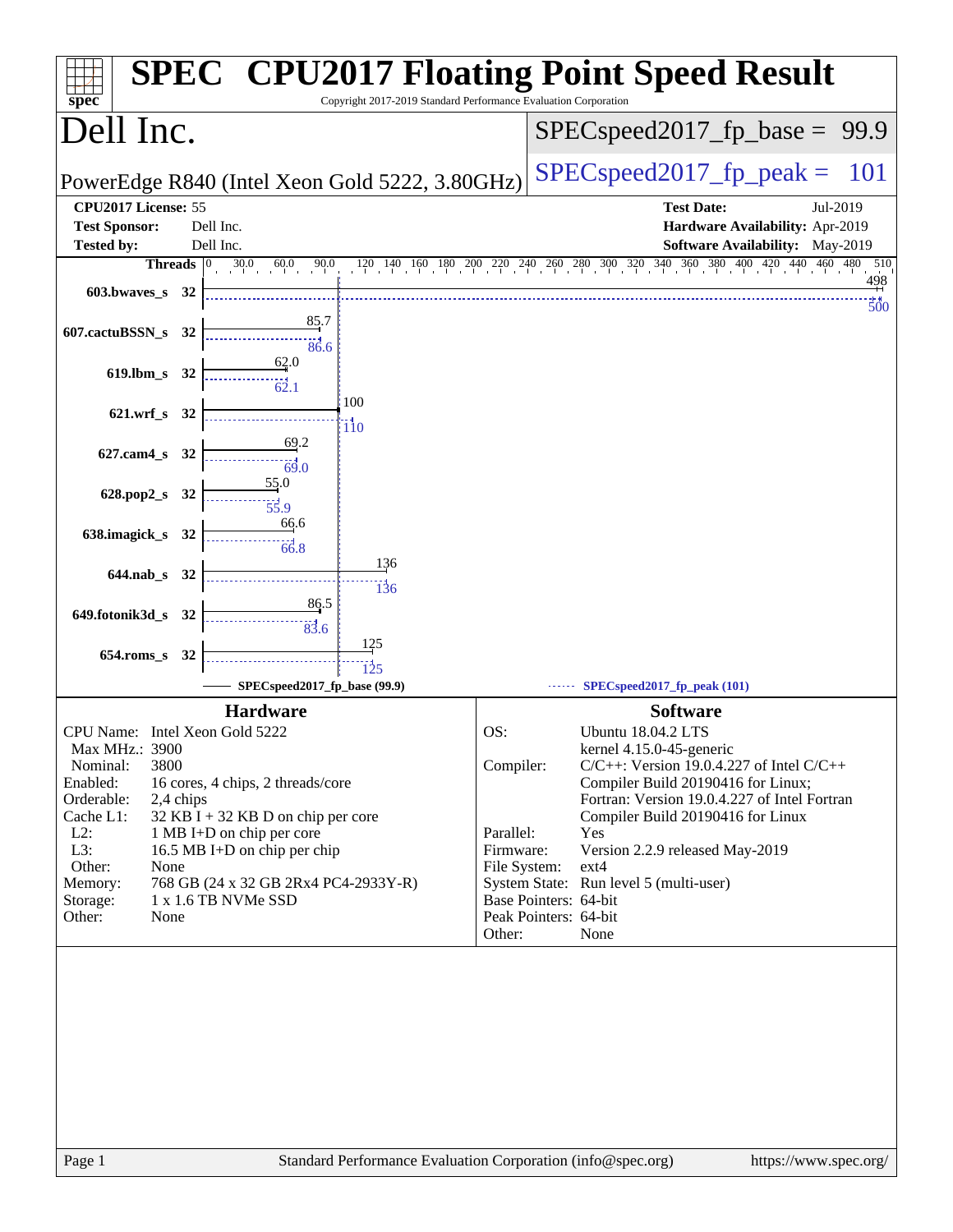# SPEC CPU2017 Floating Point Speed Result

Copyright 2017-2019 Standard Performance Evaluation Corporation

## Dell Inc.

PowerEdge R840 (Intel Xeon Gold 5222, 3.80GHz)

SPECspeed2017_fp_base = 99.9

SPECspeed2017_fp_peak = 101

| | | | |
|---|---|---|---|
| **CPU2017 License:** | 55 | **Test Date:** | Jul-2019 |
| **Test Sponsor:** | Dell Inc. | **Hardware Availability:** | Apr-2019 |
| **Tested by:** | Dell Inc. | **Software Availability:** | May-2019 |

| Benchmark | Threads | Base | Peak |
|---|---|---|---|
| 603.bwaves_s | 32 | 498 | 500 |
| 607.cactuBSSN_s | 32 | 85.7 | 86.6 |
| 619.lbm_s | 32 | 62.0 | 62.1 |
| 621.wrf_s | 32 | 100 | 110 |
| 627.cam4_s | 32 | 69.2 | 69.0 |
| 628.pop2_s | 32 | 55.0 | 55.9 |
| 638.imagick_s | 32 | 66.6 | 66.8 |
| 644.nab_s | 32 | 136 | 136 |
| 649.fotonik3d_s | 32 | 86.5 | 83.6 |
| 654.roms_s | 32 | 125 | 125 |

SPECspeed2017_fp_base (99.9) — SPECspeed2017_fp_peak (101)

### Hardware

| | |
|---|---|
| CPU Name: | Intel Xeon Gold 5222 |
| Max MHz.: | 3900 |
| Nominal: | 3800 |
| Enabled: | 16 cores, 4 chips, 2 threads/core |
| Orderable: | 2,4 chips |
| Cache L1: | 32 KB I + 32 KB D on chip per core |
| L2: | 1 MB I+D on chip per core |
| L3: | 16.5 MB I+D on chip per chip |
| Other: | None |
| Memory: | 768 GB (24 x 32 GB 2Rx4 PC4-2933Y-R) |
| Storage: | 1 x 1.6 TB NVMe SSD |
| Other: | None |

### Software

| | |
|---|---|
| OS: | Ubuntu 18.04.2 LTS kernel 4.15.0-45-generic |
| Compiler: | C/C++: Version 19.0.4.227 of Intel C/C++ Compiler Build 20190416 for Linux; Fortran: Version 19.0.4.227 of Intel Fortran Compiler Build 20190416 for Linux |
| Parallel: | Yes |
| Firmware: | Version 2.2.9 released May-2019 |
| File System: | ext4 |
| System State: | Run level 5 (multi-user) |
| Base Pointers: | 64-bit |
| Peak Pointers: | 64-bit |
| Other: | None |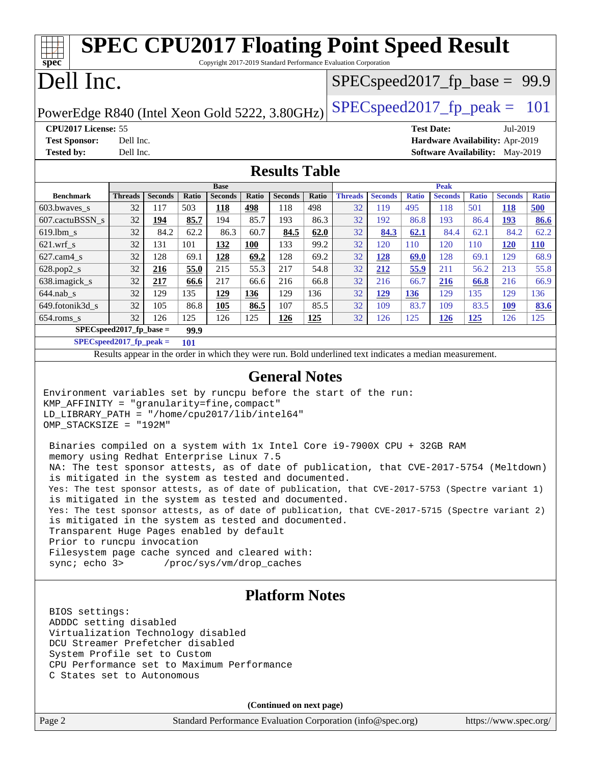# SPEC CPU2017 Floating Point Speed Result

Copyright 2017-2019 Standard Performance Evaluation Corporation

# Dell Inc.

PowerEdge R840 (Intel Xeon Gold 5222, 3.80GHz)

SPECspeed2017_fp_base = 99.9

SPECspeed2017_fp_peak = 101

**CPU2017 License:** 55
**Test Sponsor:** Dell Inc.
**Tested by:** Dell Inc.

**Test Date:** Jul-2019
**Hardware Availability:** Apr-2019
**Software Availability:** May-2019

## Results Table

| | Base | | | | | | | Peak | | | | | | |
|---|---|---|---|---|---|---|---|---|---|---|---|---|---|---|
| **Benchmark** | **Threads** | **Seconds** | **Ratio** | **Seconds** | **Ratio** | **Seconds** | **Ratio** | **Threads** | **Seconds** | **Ratio** | **Seconds** | **Ratio** | **Seconds** | **Ratio** |
| 603.bwaves_s | 32 | 117 | 503 | **118** | **498** | 118 | 498 | 32 | 119 | 495 | 118 | 501 | **118** | **500** |
| 607.cactuBSSN_s | 32 | **194** | **85.7** | 194 | 85.7 | 193 | 86.3 | 32 | 192 | 86.8 | 193 | 86.4 | **193** | **86.6** |
| 619.lbm_s | 32 | 84.2 | 62.2 | 86.3 | 60.7 | **84.5** | **62.0** | 32 | **84.3** | **62.1** | 84.4 | 62.1 | 84.2 | 62.2 |
| 621.wrf_s | 32 | 131 | 101 | **132** | **100** | 133 | 99.2 | 32 | 120 | 110 | 120 | 110 | **120** | **110** |
| 627.cam4_s | 32 | 128 | 69.1 | **128** | **69.2** | 128 | 69.2 | 32 | **128** | **69.0** | 128 | 69.1 | 129 | 68.9 |
| 628.pop2_s | 32 | **216** | **55.0** | 215 | 55.3 | 217 | 54.8 | 32 | **212** | **55.9** | 211 | 56.2 | 213 | 55.8 |
| 638.imagick_s | 32 | **217** | **66.6** | 217 | 66.6 | 216 | 66.8 | 32 | 216 | 66.7 | **216** | **66.8** | 216 | 66.9 |
| 644.nab_s | 32 | 129 | 135 | **129** | **136** | 129 | 136 | 32 | **129** | **136** | 129 | 135 | 129 | 136 |
| 649.fotonik3d_s | 32 | 105 | 86.8 | **105** | **86.5** | 107 | 85.5 | 32 | 109 | 83.7 | 109 | 83.5 | **109** | **83.6** |
| 654.roms_s | 32 | 126 | 125 | 126 | 125 | **126** | **125** | 32 | 126 | 125 | **126** | **125** | 126 | 125 |

**SPECspeed2017_fp_base = 99.9**

**SPECspeed2017_fp_peak = 101**

Results appear in the order in which they were run. Bold underlined text indicates a median measurement.

## General Notes

```
Environment variables set by runcpu before the start of the run:
KMP_AFFINITY = "granularity=fine,compact"
LD_LIBRARY_PATH = "/home/cpu2017/lib/intel64"
OMP_STACKSIZE = "192M"

 Binaries compiled on a system with 1x Intel Core i9-7900X CPU + 32GB RAM
 memory using Redhat Enterprise Linux 7.5
 NA: The test sponsor attests, as of date of publication, that CVE-2017-5754 (Meltdown)
 is mitigated in the system as tested and documented.
 Yes: The test sponsor attests, as of date of publication, that CVE-2017-5753 (Spectre variant 1)
 is mitigated in the system as tested and documented.
 Yes: The test sponsor attests, as of date of publication, that CVE-2017-5715 (Spectre variant 2)
 is mitigated in the system as tested and documented.
 Transparent Huge Pages enabled by default
 Prior to runcpu invocation
 Filesystem page cache synced and cleared with:
 sync; echo 3>       /proc/sys/vm/drop_caches
```

## Platform Notes

```
 BIOS settings:
 ADDDC setting disabled
 Virtualization Technology disabled
 DCU Streamer Prefetcher disabled
 System Profile set to Custom
 CPU Performance set to Maximum Performance
 C States set to Autonomous
```

**(Continued on next page)**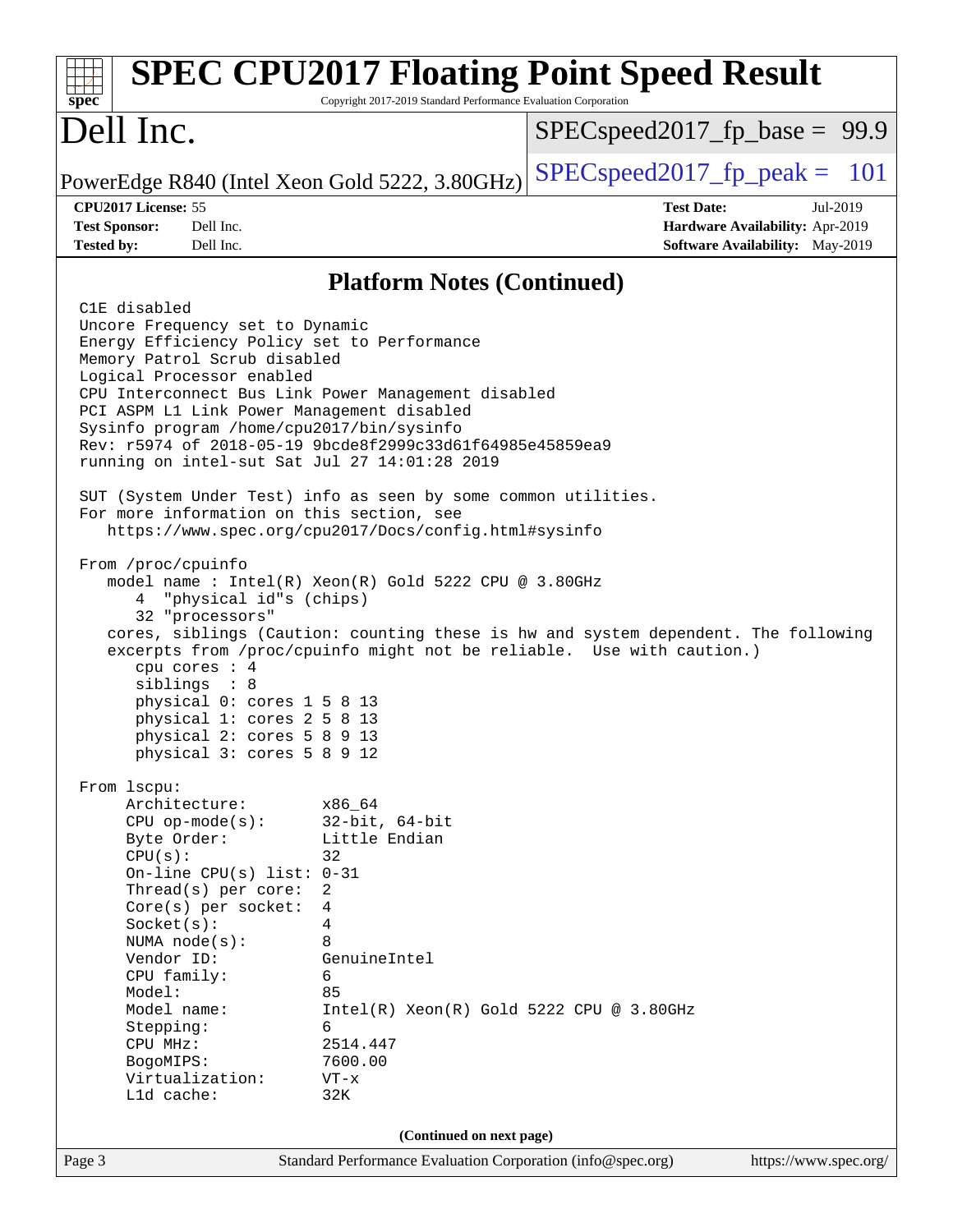# SPEC CPU2017 Floating Point Speed Result

Copyright 2017-2019 Standard Performance Evaluation Corporation

## Dell Inc.

PowerEdge R840 (Intel Xeon Gold 5222, 3.80GHz)

SPECspeed2017_fp_base = 99.9

SPECspeed2017_fp_peak = 101

**CPU2017 License:** 55
**Test Sponsor:** Dell Inc.
**Tested by:** Dell Inc.

**Test Date:** Jul-2019
**Hardware Availability:** Apr-2019
**Software Availability:** May-2019

## Platform Notes (Continued)

```
C1E disabled
Uncore Frequency set to Dynamic
Energy Efficiency Policy set to Performance
Memory Patrol Scrub disabled
Logical Processor enabled
CPU Interconnect Bus Link Power Management disabled
PCI ASPM L1 Link Power Management disabled
Sysinfo program /home/cpu2017/bin/sysinfo
Rev: r5974 of 2018-05-19 9bcde8f2999c33d61f64985e45859ea9
running on intel-sut Sat Jul 27 14:01:28 2019

SUT (System Under Test) info as seen by some common utilities.
For more information on this section, see
   https://www.spec.org/cpu2017/Docs/config.html#sysinfo

From /proc/cpuinfo
   model name : Intel(R) Xeon(R) Gold 5222 CPU @ 3.80GHz
      4  "physical id"s (chips)
      32 "processors"
   cores, siblings (Caution: counting these is hw and system dependent. The following
   excerpts from /proc/cpuinfo might not be reliable.  Use with caution.)
      cpu cores : 4
      siblings  : 8
      physical 0: cores 1 5 8 13
      physical 1: cores 2 5 8 13
      physical 2: cores 5 8 9 13
      physical 3: cores 5 8 9 12

From lscpu:
     Architecture:          x86_64
     CPU op-mode(s):        32-bit, 64-bit
     Byte Order:            Little Endian
     CPU(s):                32
     On-line CPU(s) list: 0-31
     Thread(s) per core:  2
     Core(s) per socket:  4
     Socket(s):             4
     NUMA node(s):          8
     Vendor ID:             GenuineIntel
     CPU family:            6
     Model:                 85
     Model name:            Intel(R) Xeon(R) Gold 5222 CPU @ 3.80GHz
     Stepping:              6
     CPU MHz:               2514.447
     BogoMIPS:              7600.00
     Virtualization:        VT-x
     L1d cache:             32K
```

(Continued on next page)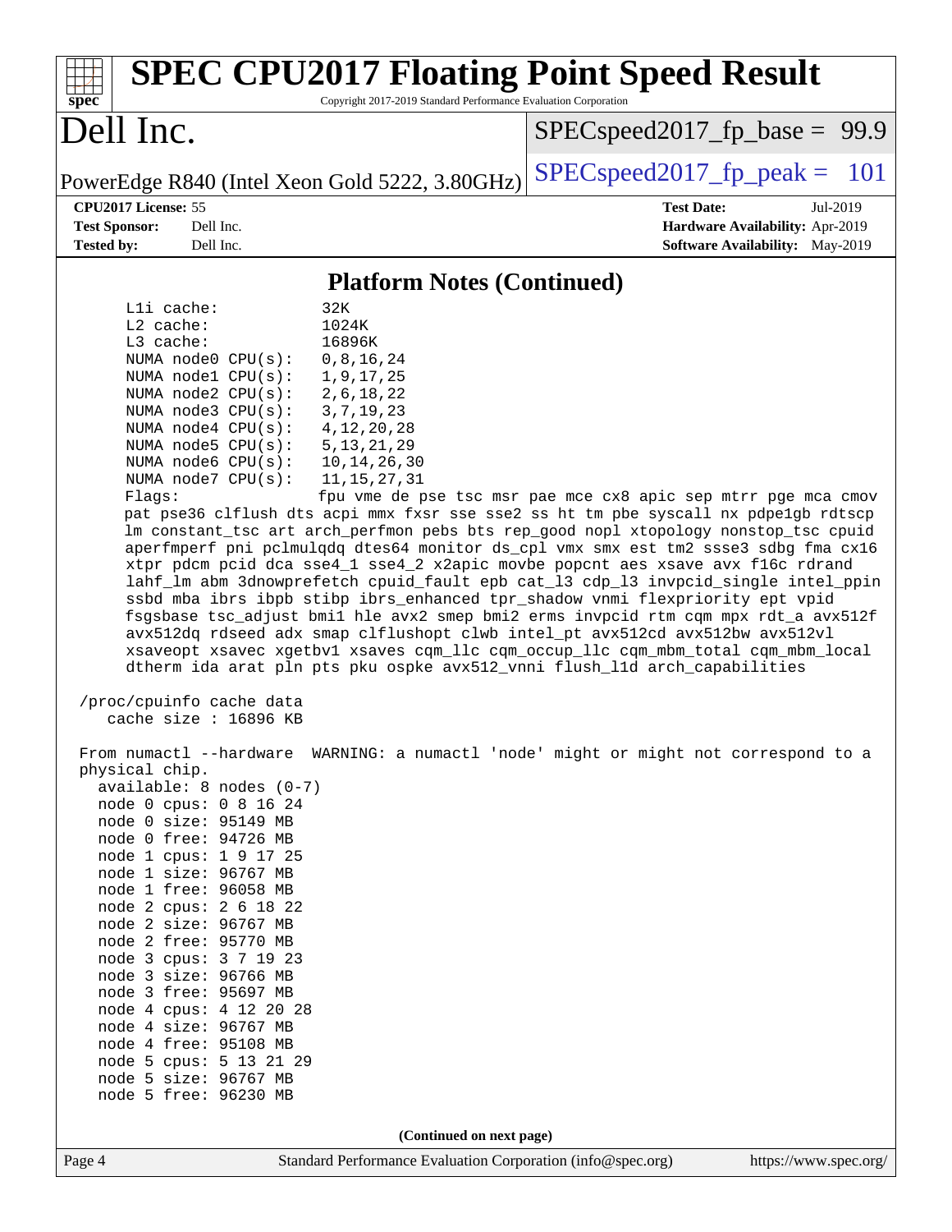# SPEC CPU2017 Floating Point Speed Result

Copyright 2017-2019 Standard Performance Evaluation Corporation

## Dell Inc.

PowerEdge R840 (Intel Xeon Gold 5222, 3.80GHz)

SPECspeed2017_fp_base = 99.9

SPECspeed2017_fp_peak = 101

**CPU2017 License:** 55
**Test Sponsor:** Dell Inc.
**Tested by:** Dell Inc.

**Test Date:** Jul-2019
**Hardware Availability:** Apr-2019
**Software Availability:** May-2019

### Platform Notes (Continued)

```
     L1i cache:           32K
     L2 cache:            1024K
     L3 cache:            16896K
     NUMA node0 CPU(s):   0,8,16,24
     NUMA node1 CPU(s):   1,9,17,25
     NUMA node2 CPU(s):   2,6,18,22
     NUMA node3 CPU(s):   3,7,19,23
     NUMA node4 CPU(s):   4,12,20,28
     NUMA node5 CPU(s):   5,13,21,29
     NUMA node6 CPU(s):   10,14,26,30
     NUMA node7 CPU(s):   11,15,27,31
     Flags:               fpu vme de pse tsc msr pae mce cx8 apic sep mtrr pge mca cmov
     pat pse36 clflush dts acpi mmx fxsr sse sse2 ss ht tm pbe syscall nx pdpe1gb rdtscp
     lm constant_tsc art arch_perfmon pebs bts rep_good nopl xtopology nonstop_tsc cpuid
     aperfmperf pni pclmulqdq dtes64 monitor ds_cpl vmx smx est tm2 ssse3 sdbg fma cx16
     xtpr pdcm pcid dca sse4_1 sse4_2 x2apic movbe popcnt aes xsave avx f16c rdrand
     lahf_lm abm 3dnowprefetch cpuid_fault epb cat_l3 cdp_l3 invpcid_single intel_ppin
     ssbd mba ibrs ibpb stibp ibrs_enhanced tpr_shadow vnmi flexpriority ept vpid
     fsgsbase tsc_adjust bmi1 hle avx2 smep bmi2 erms invpcid rtm cqm mpx rdt_a avx512f
     avx512dq rdseed adx smap clflushopt clwb intel_pt avx512cd avx512bw avx512vl
     xsaveopt xsavec xgetbv1 xsaves cqm_llc cqm_occup_llc cqm_mbm_total cqm_mbm_local
     dtherm ida arat pln pts pku ospke avx512_vnni flush_l1d arch_capabilities

 /proc/cpuinfo cache data
    cache size : 16896 KB

 From numactl --hardware  WARNING: a numactl 'node' might or might not correspond to a
 physical chip.
   available: 8 nodes (0-7)
   node 0 cpus: 0 8 16 24
   node 0 size: 95149 MB
   node 0 free: 94726 MB
   node 1 cpus: 1 9 17 25
   node 1 size: 96767 MB
   node 1 free: 96058 MB
   node 2 cpus: 2 6 18 22
   node 2 size: 96767 MB
   node 2 free: 95770 MB
   node 3 cpus: 3 7 19 23
   node 3 size: 96766 MB
   node 3 free: 95697 MB
   node 4 cpus: 4 12 20 28
   node 4 size: 96767 MB
   node 4 free: 95108 MB
   node 5 cpus: 5 13 21 29
   node 5 size: 96767 MB
   node 5 free: 96230 MB
```

(Continued on next page)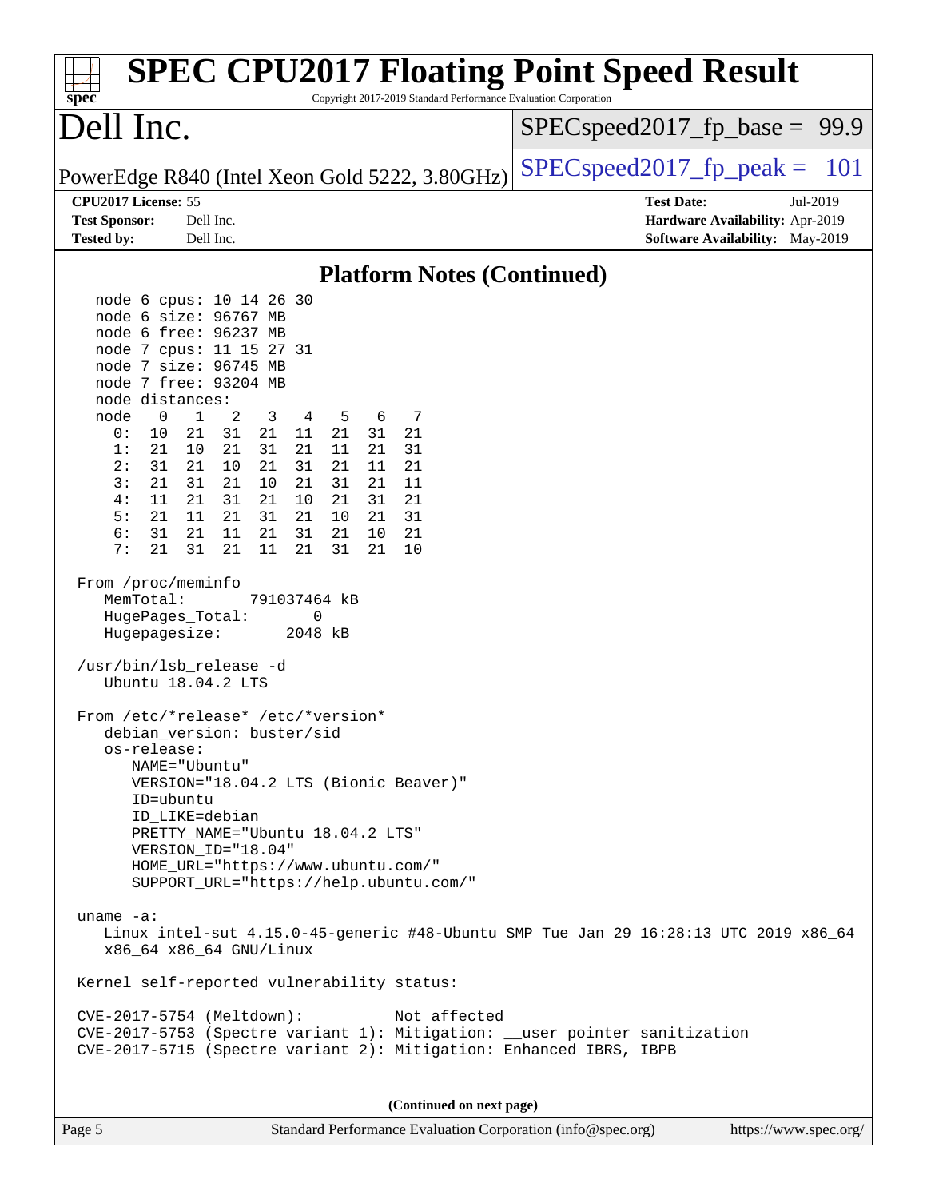## Platform Notes (Continued)

```
  node 6 cpus: 10 14 26 30
  node 6 size: 96767 MB
  node 6 free: 96237 MB
  node 7 cpus: 11 15 27 31
  node 7 size: 96745 MB
  node 7 free: 93204 MB
  node distances:
  node   0   1   2   3   4   5   6   7
    0:  10  21  31  21  11  21  31  21
    1:  21  10  21  31  21  11  21  31
    2:  31  21  10  21  31  21  11  21
    3:  21  31  21  10  21  31  21  11
    4:  11  21  31  21  10  21  31  21
    5:  21  11  21  31  21  10  21  31
    6:  31  21  11  21  31  21  10  21
    7:  21  31  21  11  21  31  21  10

From /proc/meminfo
   MemTotal:       791037464 kB
   HugePages_Total:        0
   Hugepagesize:        2048 kB

/usr/bin/lsb_release -d
   Ubuntu 18.04.2 LTS

From /etc/*release* /etc/*version*
   debian_version: buster/sid
   os-release:
      NAME="Ubuntu"
      VERSION="18.04.2 LTS (Bionic Beaver)"
      ID=ubuntu
      ID_LIKE=debian
      PRETTY_NAME="Ubuntu 18.04.2 LTS"
      VERSION_ID="18.04"
      HOME_URL="https://www.ubuntu.com/"
      SUPPORT_URL="https://help.ubuntu.com/"

uname -a:
   Linux intel-sut 4.15.0-45-generic #48-Ubuntu SMP Tue Jan 29 16:28:13 UTC 2019 x86_64
   x86_64 x86_64 GNU/Linux

Kernel self-reported vulnerability status:

CVE-2017-5754 (Meltdown):          Not affected
CVE-2017-5753 (Spectre variant 1): Mitigation: __user pointer sanitization
CVE-2017-5715 (Spectre variant 2): Mitigation: Enhanced IBRS, IBPB
```

(Continued on next page)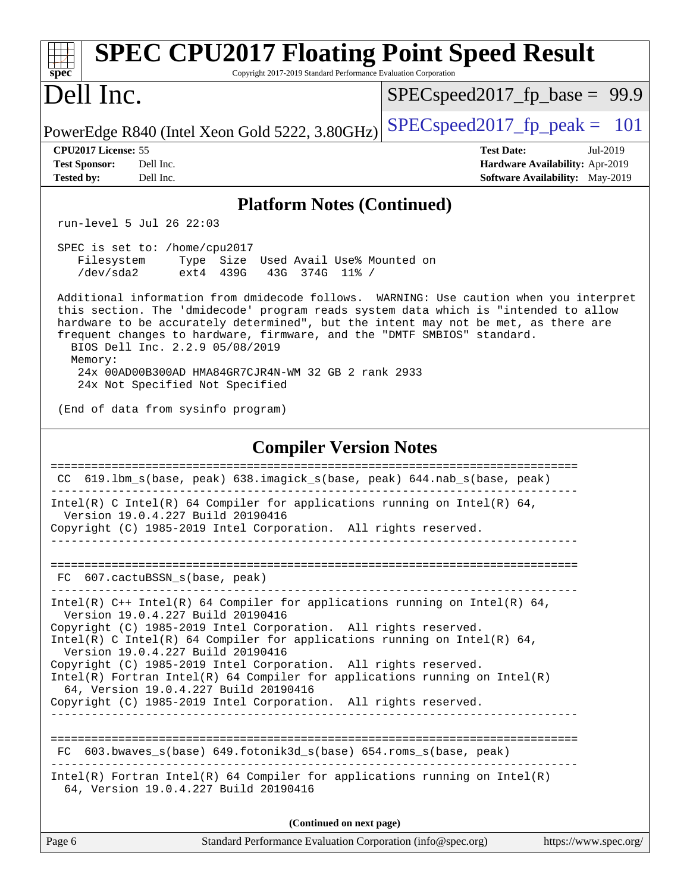# SPEC CPU2017 Floating Point Speed Result

Copyright 2017-2019 Standard Performance Evaluation Corporation

## Dell Inc.

PowerEdge R840 (Intel Xeon Gold 5222, 3.80GHz)

SPECspeed2017_fp_base = 99.9

SPECspeed2017_fp_peak = 101

**CPU2017 License:** 55
**Test Sponsor:** Dell Inc.
**Tested by:** Dell Inc.

**Test Date:** Jul-2019
**Hardware Availability:** Apr-2019
**Software Availability:** May-2019

### Platform Notes (Continued)

```
run-level 5 Jul 26 22:03

SPEC is set to: /home/cpu2017
   Filesystem     Type  Size  Used Avail Use% Mounted on
   /dev/sda2      ext4  439G   43G  374G  11% /

Additional information from dmidecode follows.  WARNING: Use caution when you interpret
this section. The 'dmidecode' program reads system data which is "intended to allow
hardware to be accurately determined", but the intent may not be met, as there are
frequent changes to hardware, firmware, and the "DMTF SMBIOS" standard.
  BIOS Dell Inc. 2.2.9 05/08/2019
  Memory:
    24x 00AD00B300AD HMA84GR7CJR4N-WM 32 GB 2 rank 2933
    24x Not Specified Not Specified

(End of data from sysinfo program)
```

### Compiler Version Notes

```
==============================================================================
 CC  619.lbm_s(base, peak) 638.imagick_s(base, peak) 644.nab_s(base, peak)
------------------------------------------------------------------------------
Intel(R) C Intel(R) 64 Compiler for applications running on Intel(R) 64,
  Version 19.0.4.227 Build 20190416
Copyright (C) 1985-2019 Intel Corporation.  All rights reserved.
------------------------------------------------------------------------------

==============================================================================
 FC  607.cactuBSSN_s(base, peak)
------------------------------------------------------------------------------
Intel(R) C++ Intel(R) 64 Compiler for applications running on Intel(R) 64,
  Version 19.0.4.227 Build 20190416
Copyright (C) 1985-2019 Intel Corporation.  All rights reserved.
Intel(R) C Intel(R) 64 Compiler for applications running on Intel(R) 64,
  Version 19.0.4.227 Build 20190416
Copyright (C) 1985-2019 Intel Corporation.  All rights reserved.
Intel(R) Fortran Intel(R) 64 Compiler for applications running on Intel(R)
  64, Version 19.0.4.227 Build 20190416
Copyright (C) 1985-2019 Intel Corporation.  All rights reserved.
------------------------------------------------------------------------------

==============================================================================
 FC  603.bwaves_s(base) 649.fotonik3d_s(base) 654.roms_s(base, peak)
------------------------------------------------------------------------------
Intel(R) Fortran Intel(R) 64 Compiler for applications running on Intel(R)
  64, Version 19.0.4.227 Build 20190416
```

**(Continued on next page)**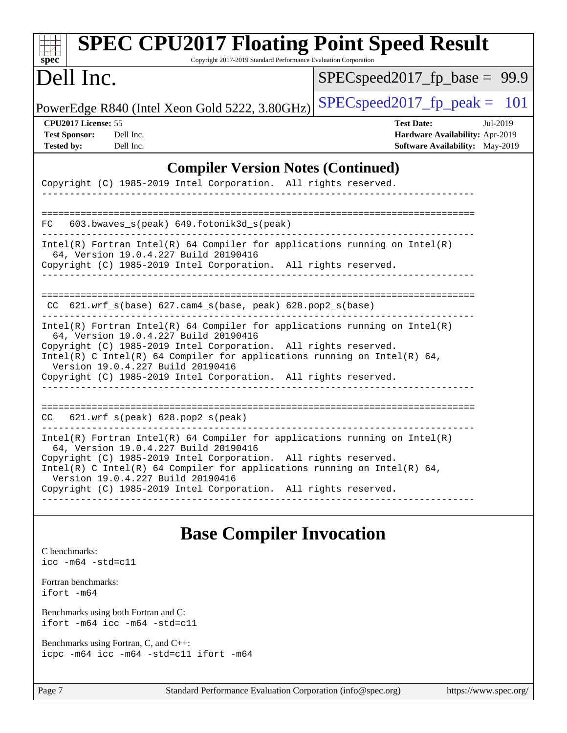## Compiler Version Notes (Continued)

```
Copyright (C) 1985-2019 Intel Corporation.  All rights reserved.
------------------------------------------------------------------------------

==============================================================================
FC   603.bwaves_s(peak) 649.fotonik3d_s(peak)
------------------------------------------------------------------------------
Intel(R) Fortran Intel(R) 64 Compiler for applications running on Intel(R)
  64, Version 19.0.4.227 Build 20190416
Copyright (C) 1985-2019 Intel Corporation.  All rights reserved.
------------------------------------------------------------------------------

==============================================================================
 CC  621.wrf_s(base) 627.cam4_s(base, peak) 628.pop2_s(base)
------------------------------------------------------------------------------
Intel(R) Fortran Intel(R) 64 Compiler for applications running on Intel(R)
  64, Version 19.0.4.227 Build 20190416
Copyright (C) 1985-2019 Intel Corporation.  All rights reserved.
Intel(R) C Intel(R) 64 Compiler for applications running on Intel(R) 64,
  Version 19.0.4.227 Build 20190416
Copyright (C) 1985-2019 Intel Corporation.  All rights reserved.
------------------------------------------------------------------------------

==============================================================================
CC   621.wrf_s(peak) 628.pop2_s(peak)
------------------------------------------------------------------------------
Intel(R) Fortran Intel(R) 64 Compiler for applications running on Intel(R)
  64, Version 19.0.4.227 Build 20190416
Copyright (C) 1985-2019 Intel Corporation.  All rights reserved.
Intel(R) C Intel(R) 64 Compiler for applications running on Intel(R) 64,
  Version 19.0.4.227 Build 20190416
Copyright (C) 1985-2019 Intel Corporation.  All rights reserved.
------------------------------------------------------------------------------
```

## Base Compiler Invocation

C benchmarks:
icc -m64 -std=c11

Fortran benchmarks:
ifort -m64

Benchmarks using both Fortran and C:
ifort -m64 icc -m64 -std=c11

Benchmarks using Fortran, C, and C++:
icpc -m64 icc -m64 -std=c11 ifort -m64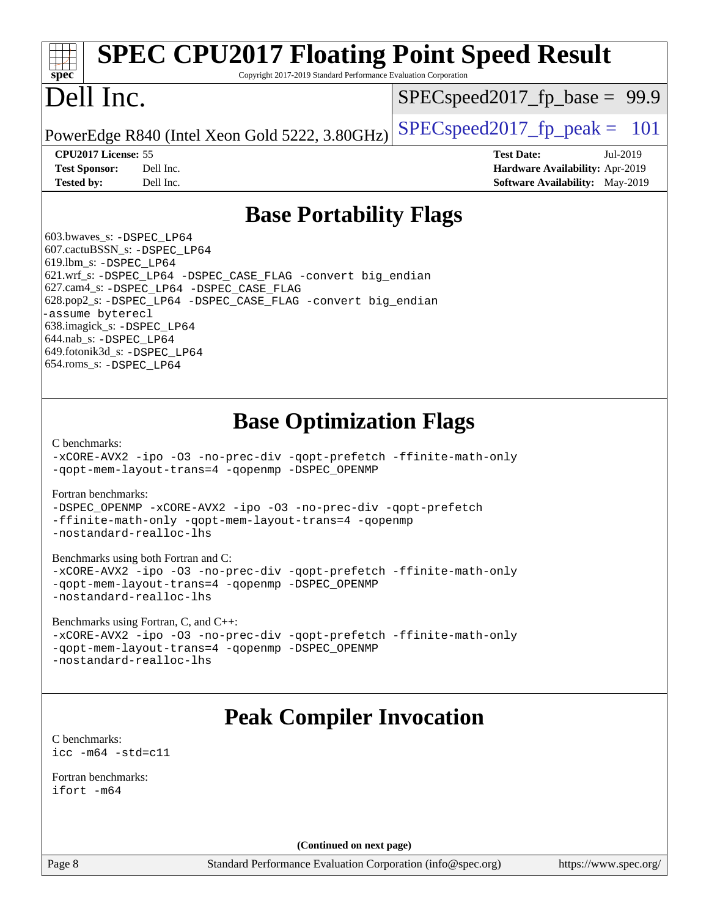# SPEC CPU2017 Floating Point Speed Result

Copyright 2017-2019 Standard Performance Evaluation Corporation

# Dell Inc.

PowerEdge R840 (Intel Xeon Gold 5222, 3.80GHz)

SPECspeed2017_fp_base = 99.9

SPECspeed2017_fp_peak = 101

**CPU2017 License:** 55
**Test Sponsor:** Dell Inc.
**Tested by:** Dell Inc.

**Test Date:** Jul-2019
**Hardware Availability:** Apr-2019
**Software Availability:** May-2019

## Base Portability Flags

603.bwaves_s: -DSPEC_LP64
607.cactuBSSN_s: -DSPEC_LP64
619.lbm_s: -DSPEC_LP64
621.wrf_s: -DSPEC_LP64 -DSPEC_CASE_FLAG -convert big_endian
627.cam4_s: -DSPEC_LP64 -DSPEC_CASE_FLAG
628.pop2_s: -DSPEC_LP64 -DSPEC_CASE_FLAG -convert big_endian -assume byterecl
638.imagick_s: -DSPEC_LP64
644.nab_s: -DSPEC_LP64
649.fotonik3d_s: -DSPEC_LP64
654.roms_s: -DSPEC_LP64

## Base Optimization Flags

C benchmarks:
```
-xCORE-AVX2 -ipo -O3 -no-prec-div -qopt-prefetch -ffinite-math-only
-qopt-mem-layout-trans=4 -qopenmp -DSPEC_OPENMP
```

Fortran benchmarks:
```
-DSPEC_OPENMP -xCORE-AVX2 -ipo -O3 -no-prec-div -qopt-prefetch
-ffinite-math-only -qopt-mem-layout-trans=4 -qopenmp
-nostandard-realloc-lhs
```

Benchmarks using both Fortran and C:
```
-xCORE-AVX2 -ipo -O3 -no-prec-div -qopt-prefetch -ffinite-math-only
-qopt-mem-layout-trans=4 -qopenmp -DSPEC_OPENMP
-nostandard-realloc-lhs
```

Benchmarks using Fortran, C, and C++:
```
-xCORE-AVX2 -ipo -O3 -no-prec-div -qopt-prefetch -ffinite-math-only
-qopt-mem-layout-trans=4 -qopenmp -DSPEC_OPENMP
-nostandard-realloc-lhs
```

## Peak Compiler Invocation

C benchmarks:
```
icc -m64 -std=c11
```

Fortran benchmarks:
```
ifort -m64
```

**(Continued on next page)**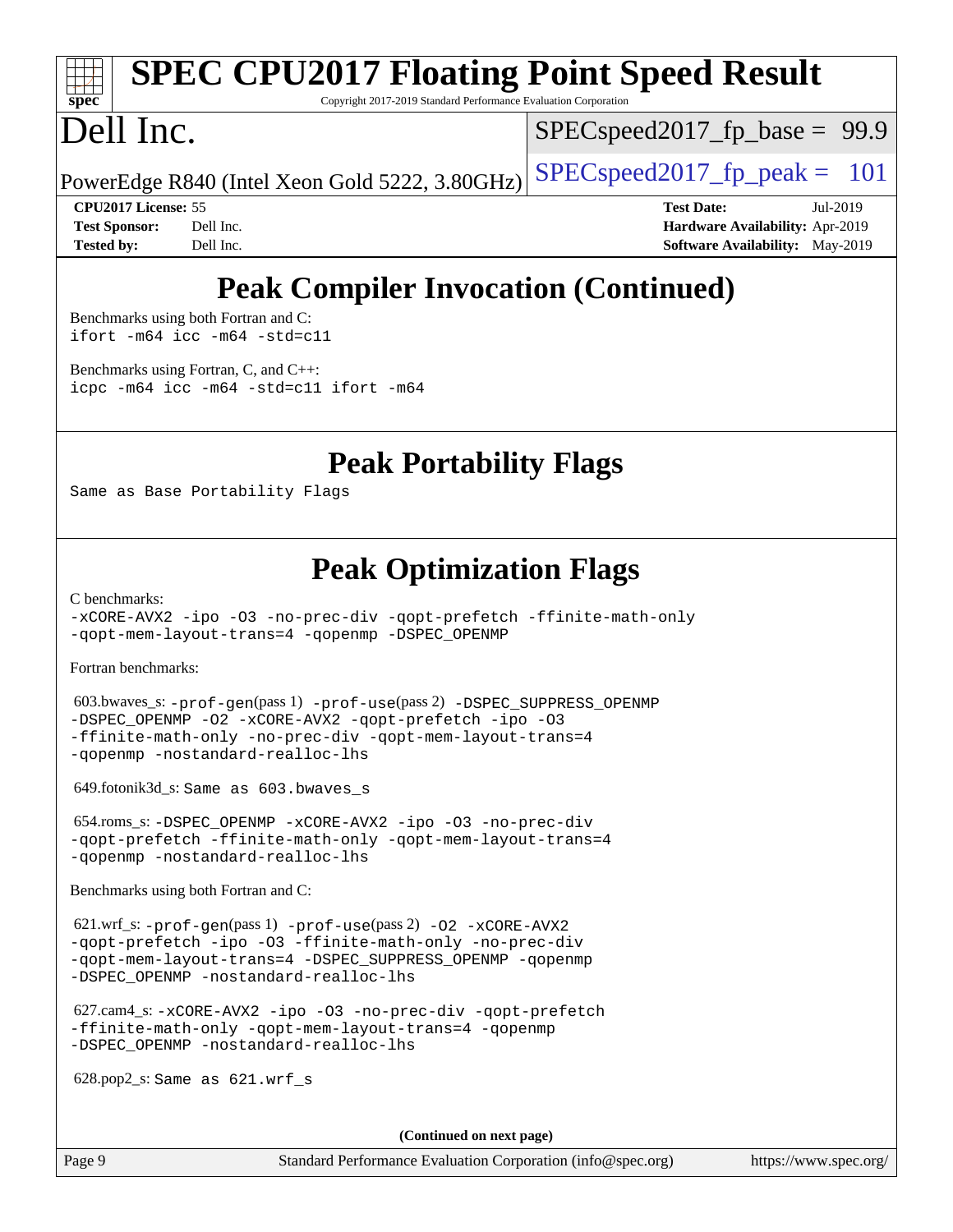# Peak Compiler Invocation (Continued)

Benchmarks using both Fortran and C:
```
ifort -m64 icc -m64 -std=c11
```

Benchmarks using Fortran, C, and C++:
```
icpc -m64 icc -m64 -std=c11 ifort -m64
```

# Peak Portability Flags

Same as Base Portability Flags

# Peak Optimization Flags

C benchmarks:
```
-xCORE-AVX2 -ipo -O3 -no-prec-div -qopt-prefetch -ffinite-math-only
-qopt-mem-layout-trans=4 -qopenmp -DSPEC_OPENMP
```

Fortran benchmarks:

603.bwaves_s: `-prof-gen`(pass 1) `-prof-use`(pass 2) `-DSPEC_SUPPRESS_OPENMP -DSPEC_OPENMP -O2 -xCORE-AVX2 -qopt-prefetch -ipo -O3 -ffinite-math-only -no-prec-div -qopt-mem-layout-trans=4 -qopenmp -nostandard-realloc-lhs`

649.fotonik3d_s: Same as 603.bwaves_s

654.roms_s: `-DSPEC_OPENMP -xCORE-AVX2 -ipo -O3 -no-prec-div -qopt-prefetch -ffinite-math-only -qopt-mem-layout-trans=4 -qopenmp -nostandard-realloc-lhs`

Benchmarks using both Fortran and C:

621.wrf_s: `-prof-gen`(pass 1) `-prof-use`(pass 2) `-O2 -xCORE-AVX2 -qopt-prefetch -ipo -O3 -ffinite-math-only -no-prec-div -qopt-mem-layout-trans=4 -DSPEC_SUPPRESS_OPENMP -qopenmp -DSPEC_OPENMP -nostandard-realloc-lhs`

627.cam4_s: `-xCORE-AVX2 -ipo -O3 -no-prec-div -qopt-prefetch -ffinite-math-only -qopt-mem-layout-trans=4 -qopenmp -DSPEC_OPENMP -nostandard-realloc-lhs`

628.pop2_s: Same as 621.wrf_s

(Continued on next page)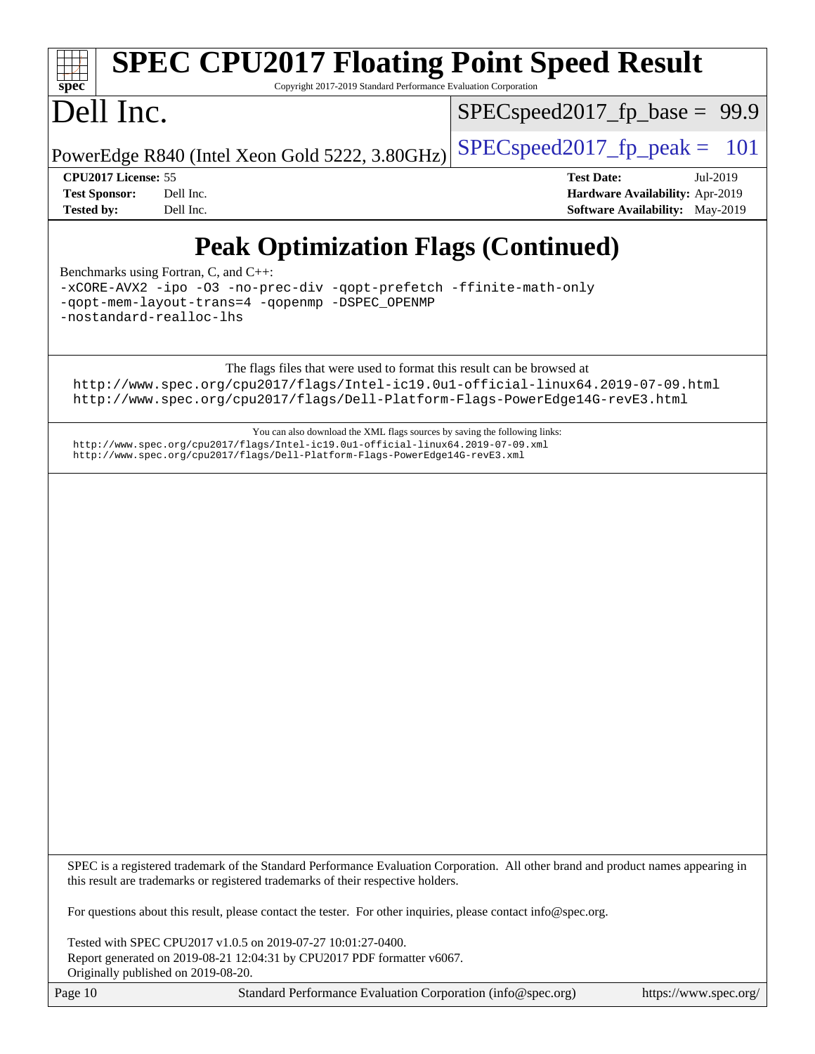# Peak Optimization Flags (Continued)

Benchmarks using Fortran, C, and C++:

```
-xCORE-AVX2 -ipo -O3 -no-prec-div -qopt-prefetch -ffinite-math-only
-qopt-mem-layout-trans=4 -qopenmp -DSPEC_OPENMP
-nostandard-realloc-lhs
```

The flags files that were used to format this result can be browsed at

http://www.spec.org/cpu2017/flags/Intel-ic19.0u1-official-linux64.2019-07-09.html
http://www.spec.org/cpu2017/flags/Dell-Platform-Flags-PowerEdge14G-revE3.html

You can also download the XML flags sources by saving the following links:

http://www.spec.org/cpu2017/flags/Intel-ic19.0u1-official-linux64.2019-07-09.xml
http://www.spec.org/cpu2017/flags/Dell-Platform-Flags-PowerEdge14G-revE3.xml

SPEC is a registered trademark of the Standard Performance Evaluation Corporation. All other brand and product names appearing in this result are trademarks or registered trademarks of their respective holders.

For questions about this result, please contact the tester. For other inquiries, please contact info@spec.org.

Tested with SPEC CPU2017 v1.0.5 on 2019-07-27 10:01:27-0400.
Report generated on 2019-08-21 12:04:31 by CPU2017 PDF formatter v6067.
Originally published on 2019-08-20.